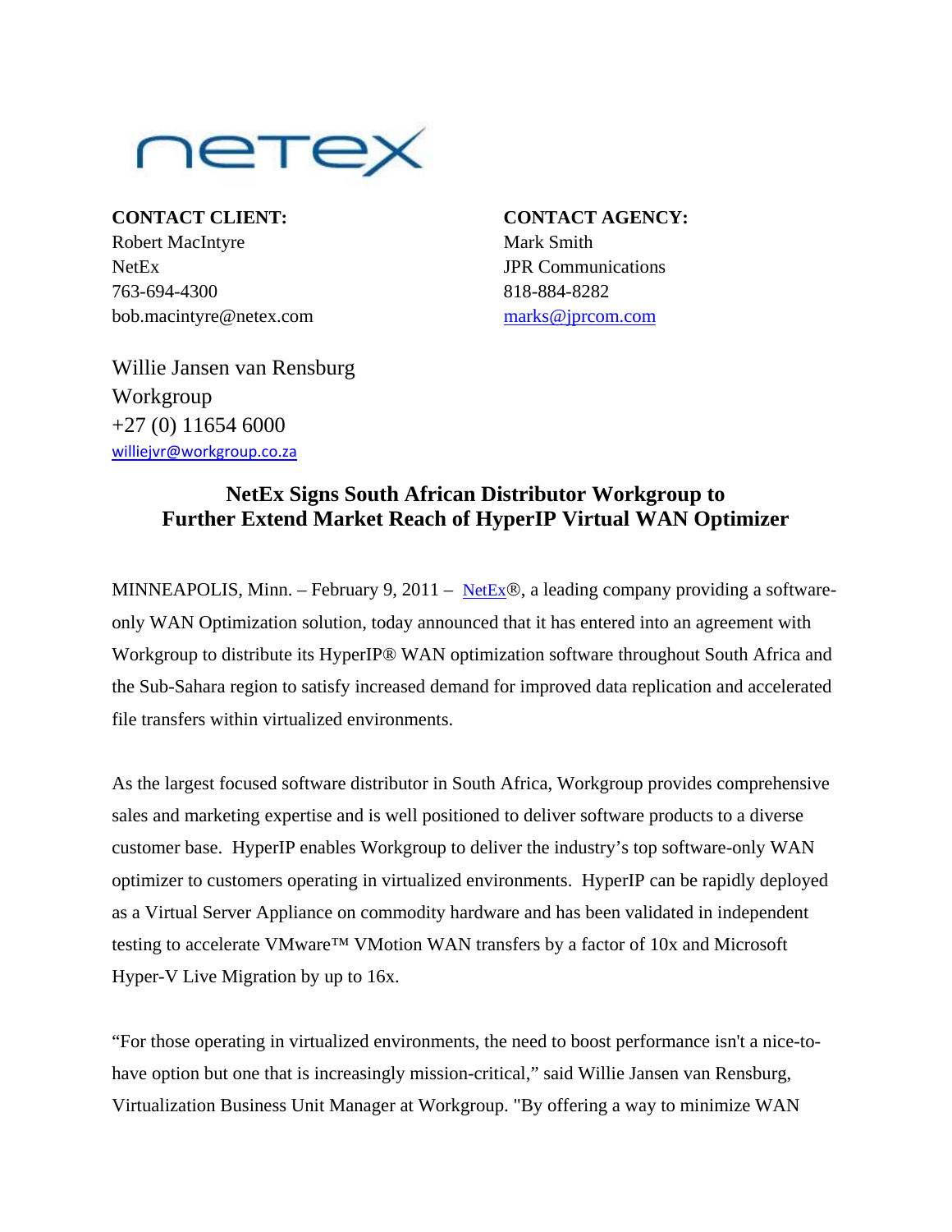netex

**CONTACT CLIENT:**
Robert MacIntyre
NetEx
763-694-4300
bob.macintyre@netex.com

**CONTACT AGENCY:**
Mark Smith
JPR Communications
818-884-8282
marks@jprcom.com

Willie Jansen van Rensburg
Workgroup
+27 (0) 11654 6000
williejvr@workgroup.co.za

## NetEx Signs South African Distributor Workgroup to Further Extend Market Reach of HyperIP Virtual WAN Optimizer

MINNEAPOLIS, Minn. – February 9, 2011 – NetEx®, a leading company providing a software-only WAN Optimization solution, today announced that it has entered into an agreement with Workgroup to distribute its HyperIP® WAN optimization software throughout South Africa and the Sub-Sahara region to satisfy increased demand for improved data replication and accelerated file transfers within virtualized environments.

As the largest focused software distributor in South Africa, Workgroup provides comprehensive sales and marketing expertise and is well positioned to deliver software products to a diverse customer base. HyperIP enables Workgroup to deliver the industry's top software-only WAN optimizer to customers operating in virtualized environments. HyperIP can be rapidly deployed as a Virtual Server Appliance on commodity hardware and has been validated in independent testing to accelerate VMware™ VMotion WAN transfers by a factor of 10x and Microsoft Hyper-V Live Migration by up to 16x.

"For those operating in virtualized environments, the need to boost performance isn't a nice-to-have option but one that is increasingly mission-critical," said Willie Jansen van Rensburg, Virtualization Business Unit Manager at Workgroup. "By offering a way to minimize WAN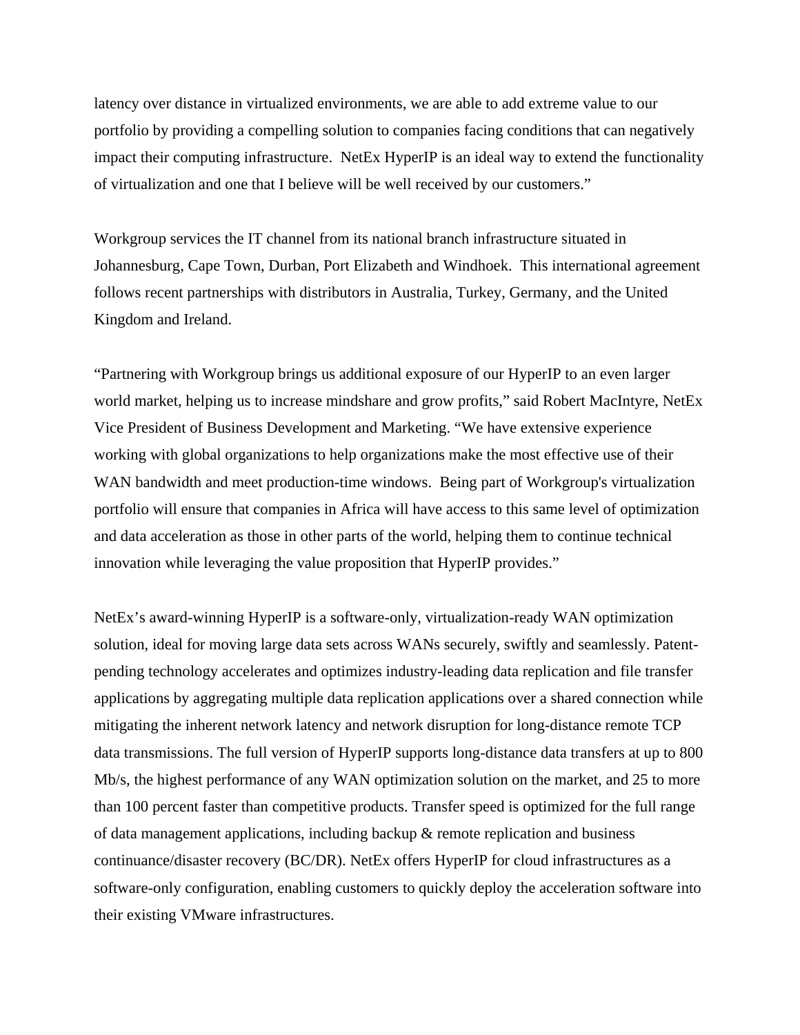latency over distance in virtualized environments, we are able to add extreme value to our portfolio by providing a compelling solution to companies facing conditions that can negatively impact their computing infrastructure. NetEx HyperIP is an ideal way to extend the functionality of virtualization and one that I believe will be well received by our customers."

Workgroup services the IT channel from its national branch infrastructure situated in Johannesburg, Cape Town, Durban, Port Elizabeth and Windhoek. This international agreement follows recent partnerships with distributors in Australia, Turkey, Germany, and the United Kingdom and Ireland.

"Partnering with Workgroup brings us additional exposure of our HyperIP to an even larger world market, helping us to increase mindshare and grow profits," said Robert MacIntyre, NetEx Vice President of Business Development and Marketing. "We have extensive experience working with global organizations to help organizations make the most effective use of their WAN bandwidth and meet production-time windows. Being part of Workgroup's virtualization portfolio will ensure that companies in Africa will have access to this same level of optimization and data acceleration as those in other parts of the world, helping them to continue technical innovation while leveraging the value proposition that HyperIP provides."

NetEx's award-winning HyperIP is a software-only, virtualization-ready WAN optimization solution, ideal for moving large data sets across WANs securely, swiftly and seamlessly. Patent-pending technology accelerates and optimizes industry-leading data replication and file transfer applications by aggregating multiple data replication applications over a shared connection while mitigating the inherent network latency and network disruption for long-distance remote TCP data transmissions. The full version of HyperIP supports long-distance data transfers at up to 800 Mb/s, the highest performance of any WAN optimization solution on the market, and 25 to more than 100 percent faster than competitive products. Transfer speed is optimized for the full range of data management applications, including backup & remote replication and business continuance/disaster recovery (BC/DR). NetEx offers HyperIP for cloud infrastructures as a software-only configuration, enabling customers to quickly deploy the acceleration software into their existing VMware infrastructures.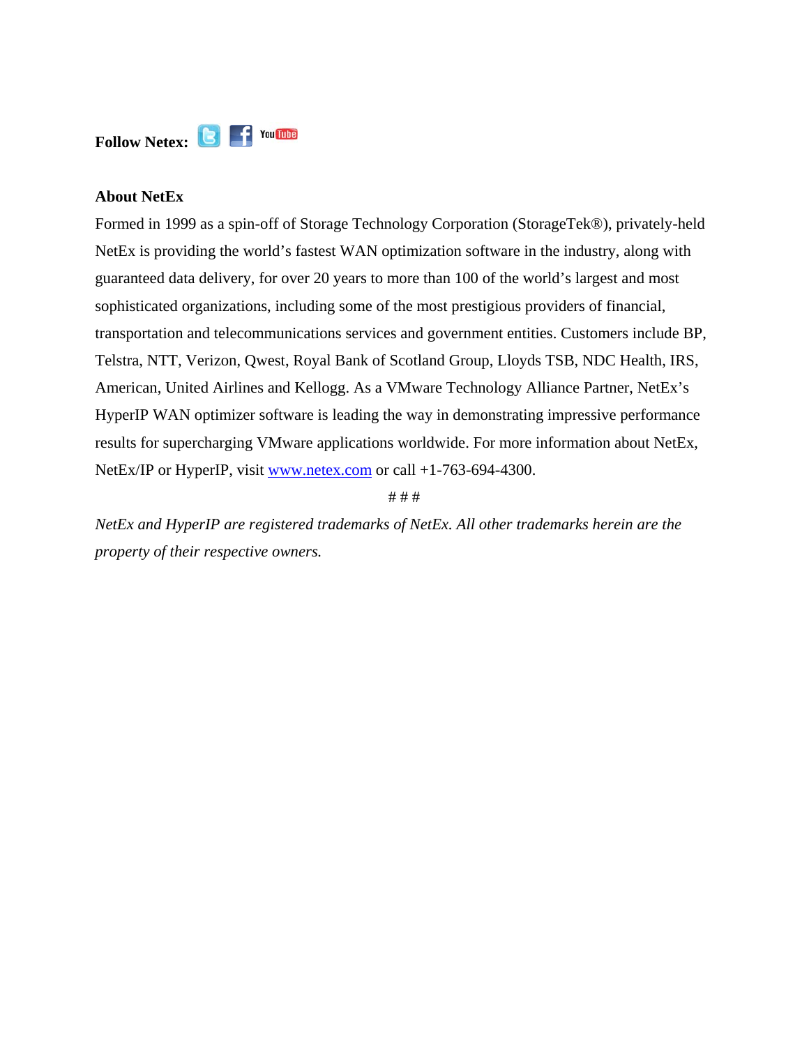**Follow Netex:**

**About NetEx**

Formed in 1999 as a spin-off of Storage Technology Corporation (StorageTek®), privately-held NetEx is providing the world's fastest WAN optimization software in the industry, along with guaranteed data delivery, for over 20 years to more than 100 of the world's largest and most sophisticated organizations, including some of the most prestigious providers of financial, transportation and telecommunications services and government entities. Customers include BP, Telstra, NTT, Verizon, Qwest, Royal Bank of Scotland Group, Lloyds TSB, NDC Health, IRS, American, United Airlines and Kellogg. As a VMware Technology Alliance Partner, NetEx's HyperIP WAN optimizer software is leading the way in demonstrating impressive performance results for supercharging VMware applications worldwide. For more information about NetEx, NetEx/IP or HyperIP, visit [www.netex.com](http://www.netex.com) or call +1-763-694-4300.

# # #

*NetEx and HyperIP are registered trademarks of NetEx. All other trademarks herein are the property of their respective owners.*